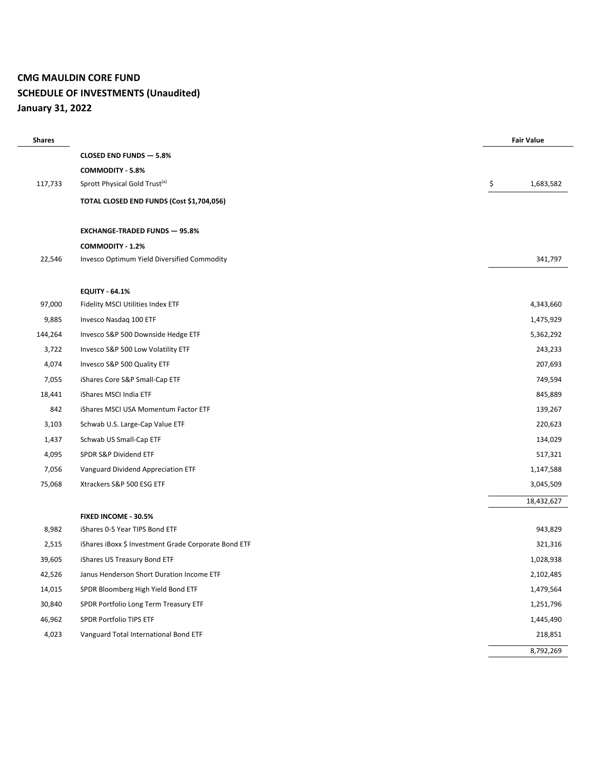# CMG MAULDIN CORE FUND

## SCHEDULE OF INVESTMENTS (Unaudited)

## January 31, 2022

| Shares | | Fair Value |
|---|---|---|
| | **CLOSED END FUNDS — 5.8%** | |
| | **COMMODITY - 5.8%** | |
| 117,733 | Sprott Physical Gold Trust[(a)] | $ 1,683,582 |
| | **TOTAL CLOSED END FUNDS (Cost $1,704,056)** | |
| | | |
| | **EXCHANGE-TRADED FUNDS — 95.8%** | |
| | **COMMODITY - 1.2%** | |
| 22,546 | Invesco Optimum Yield Diversified Commodity | 341,797 |
| | | |
| | **EQUITY - 64.1%** | |
| 97,000 | Fidelity MSCI Utilities Index ETF | 4,343,660 |
| 9,885 | Invesco Nasdaq 100 ETF | 1,475,929 |
| 144,264 | Invesco S&P 500 Downside Hedge ETF | 5,362,292 |
| 3,722 | Invesco S&P 500 Low Volatility ETF | 243,233 |
| 4,074 | Invesco S&P 500 Quality ETF | 207,693 |
| 7,055 | iShares Core S&P Small-Cap ETF | 749,594 |
| 18,441 | iShares MSCI India ETF | 845,889 |
| 842 | iShares MSCI USA Momentum Factor ETF | 139,267 |
| 3,103 | Schwab U.S. Large-Cap Value ETF | 220,623 |
| 1,437 | Schwab US Small-Cap ETF | 134,029 |
| 4,095 | SPDR S&P Dividend ETF | 517,321 |
| 7,056 | Vanguard Dividend Appreciation ETF | 1,147,588 |
| 75,068 | Xtrackers S&P 500 ESG ETF | 3,045,509 |
| | | 18,432,627 |
| | **FIXED INCOME - 30.5%** | |
| 8,982 | iShares 0-5 Year TIPS Bond ETF | 943,829 |
| 2,515 | iShares iBoxx $ Investment Grade Corporate Bond ETF | 321,316 |
| 39,605 | iShares US Treasury Bond ETF | 1,028,938 |
| 42,526 | Janus Henderson Short Duration Income ETF | 2,102,485 |
| 14,015 | SPDR Bloomberg High Yield Bond ETF | 1,479,564 |
| 30,840 | SPDR Portfolio Long Term Treasury ETF | 1,251,796 |
| 46,962 | SPDR Portfolio TIPS ETF | 1,445,490 |
| 4,023 | Vanguard Total International Bond ETF | 218,851 |
| | | 8,792,269 |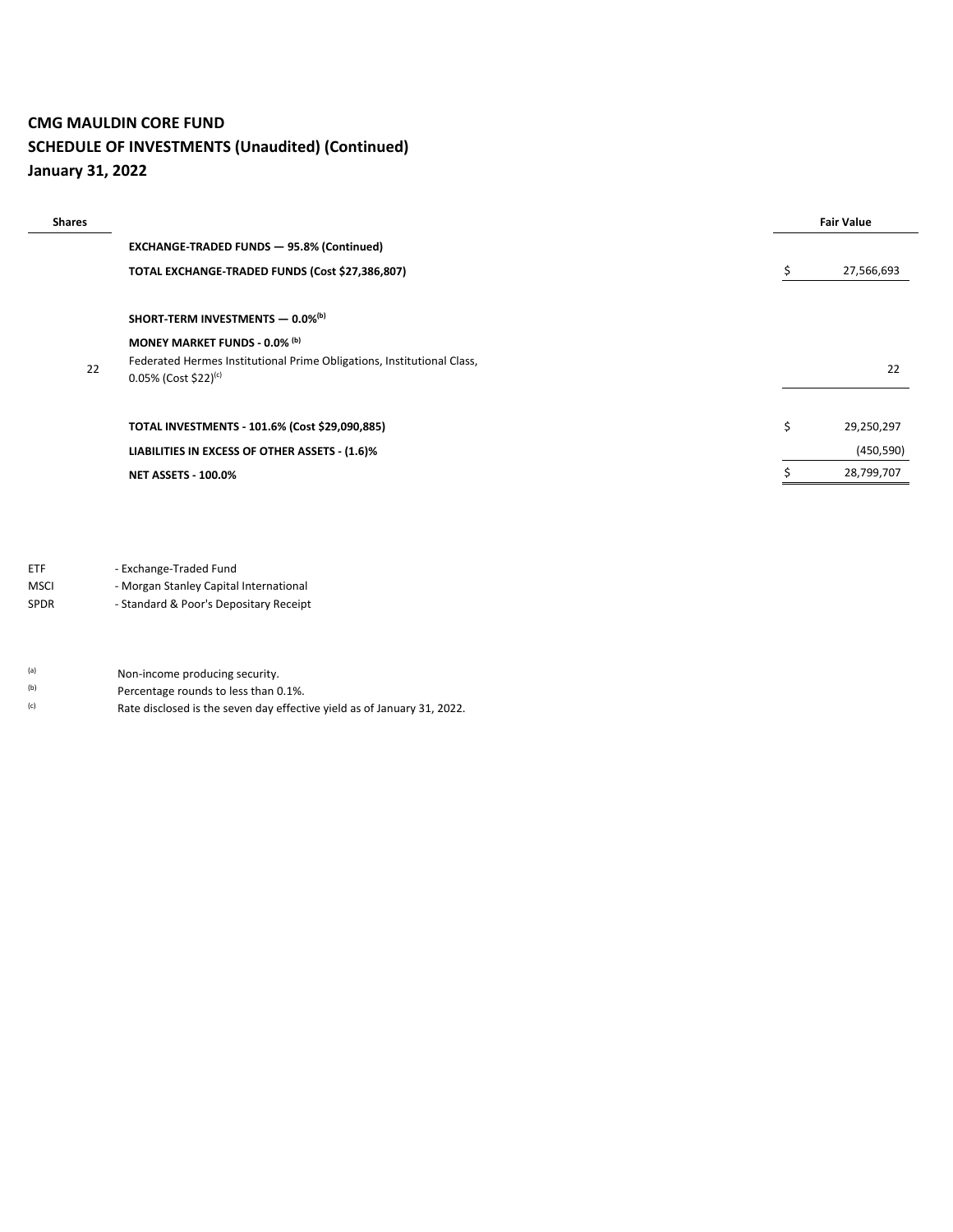**CMG MAULDIN CORE FUND**
**SCHEDULE OF INVESTMENTS (Unaudited) (Continued)**
**January 31, 2022**

| Shares | | Fair Value |
|---|---|---|
| | **EXCHANGE-TRADED FUNDS — 95.8% (Continued)** | |
| | **TOTAL EXCHANGE-TRADED FUNDS (Cost $27,386,807)** | $ 27,566,693 |
| | | |
| | **SHORT-TERM INVESTMENTS — 0.0%[(b)]** | |
| | **MONEY MARKET FUNDS - 0.0% [(b)]** | |
| 22 | Federated Hermes Institutional Prime Obligations, Institutional Class, 0.05% (Cost $22)[(c)] | 22 |
| | | |
| | **TOTAL INVESTMENTS - 101.6% (Cost $29,090,885)** | $ 29,250,297 |
| | **LIABILITIES IN EXCESS OF OTHER ASSETS - (1.6)%** | (450,590) |
| | **NET ASSETS - 100.0%** | $ 28,799,707 |

ETF - Exchange-Traded Fund
MSCI - Morgan Stanley Capital International
SPDR - Standard & Poor's Depositary Receipt

(a) Non-income producing security.
(b) Percentage rounds to less than 0.1%.
(c) Rate disclosed is the seven day effective yield as of January 31, 2022.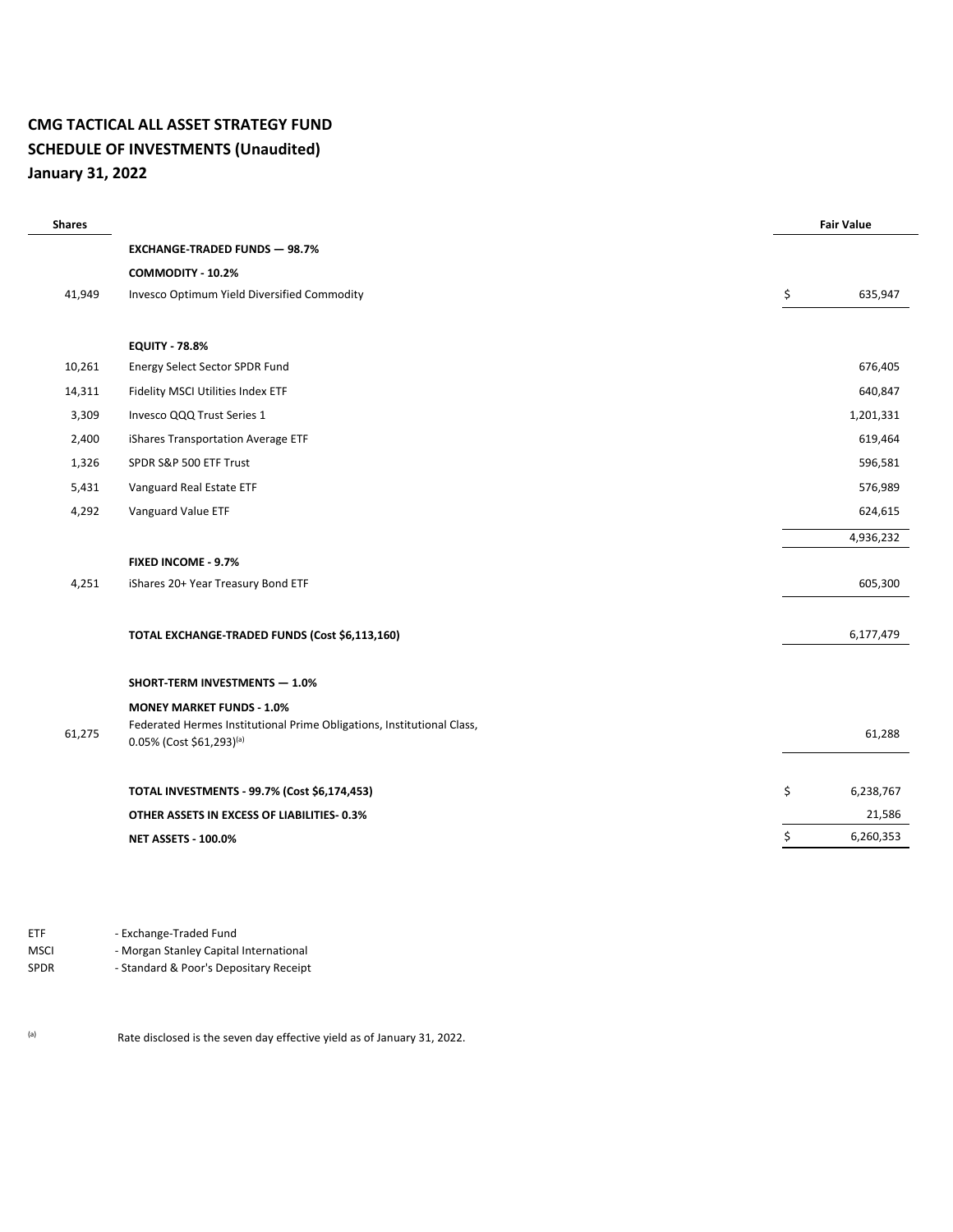**CMG TACTICAL ALL ASSET STRATEGY FUND**
**SCHEDULE OF INVESTMENTS (Unaudited)**
**January 31, 2022**

| Shares | | Fair Value |
|---|---|---|
| | **EXCHANGE-TRADED FUNDS — 98.7%** | |
| | **COMMODITY - 10.2%** | |
| 41,949 | Invesco Optimum Yield Diversified Commodity | $ 635,947 |
| | | |
| | **EQUITY - 78.8%** | |
| 10,261 | Energy Select Sector SPDR Fund | 676,405 |
| 14,311 | Fidelity MSCI Utilities Index ETF | 640,847 |
| 3,309 | Invesco QQQ Trust Series 1 | 1,201,331 |
| 2,400 | iShares Transportation Average ETF | 619,464 |
| 1,326 | SPDR S&P 500 ETF Trust | 596,581 |
| 5,431 | Vanguard Real Estate ETF | 576,989 |
| 4,292 | Vanguard Value ETF | 624,615 |
| | | 4,936,232 |
| | **FIXED INCOME - 9.7%** | |
| 4,251 | iShares 20+ Year Treasury Bond ETF | 605,300 |
| | | |
| | **TOTAL EXCHANGE-TRADED FUNDS (Cost $6,113,160)** | 6,177,479 |
| | | |
| | **SHORT-TERM INVESTMENTS — 1.0%** | |
| | **MONEY MARKET FUNDS - 1.0%** | |
| 61,275 | Federated Hermes Institutional Prime Obligations, Institutional Class, 0.05% (Cost $61,293)[a] | 61,288 |
| | | |
| | **TOTAL INVESTMENTS - 99.7% (Cost $6,174,453)** | $ 6,238,767 |
| | **OTHER ASSETS IN EXCESS OF LIABILITIES- 0.3%** | 21,586 |
| | **NET ASSETS - 100.0%** | $ 6,260,353 |

ETF - Exchange-Traded Fund
MSCI - Morgan Stanley Capital International
SPDR - Standard & Poor's Depositary Receipt

[a] Rate disclosed is the seven day effective yield as of January 31, 2022.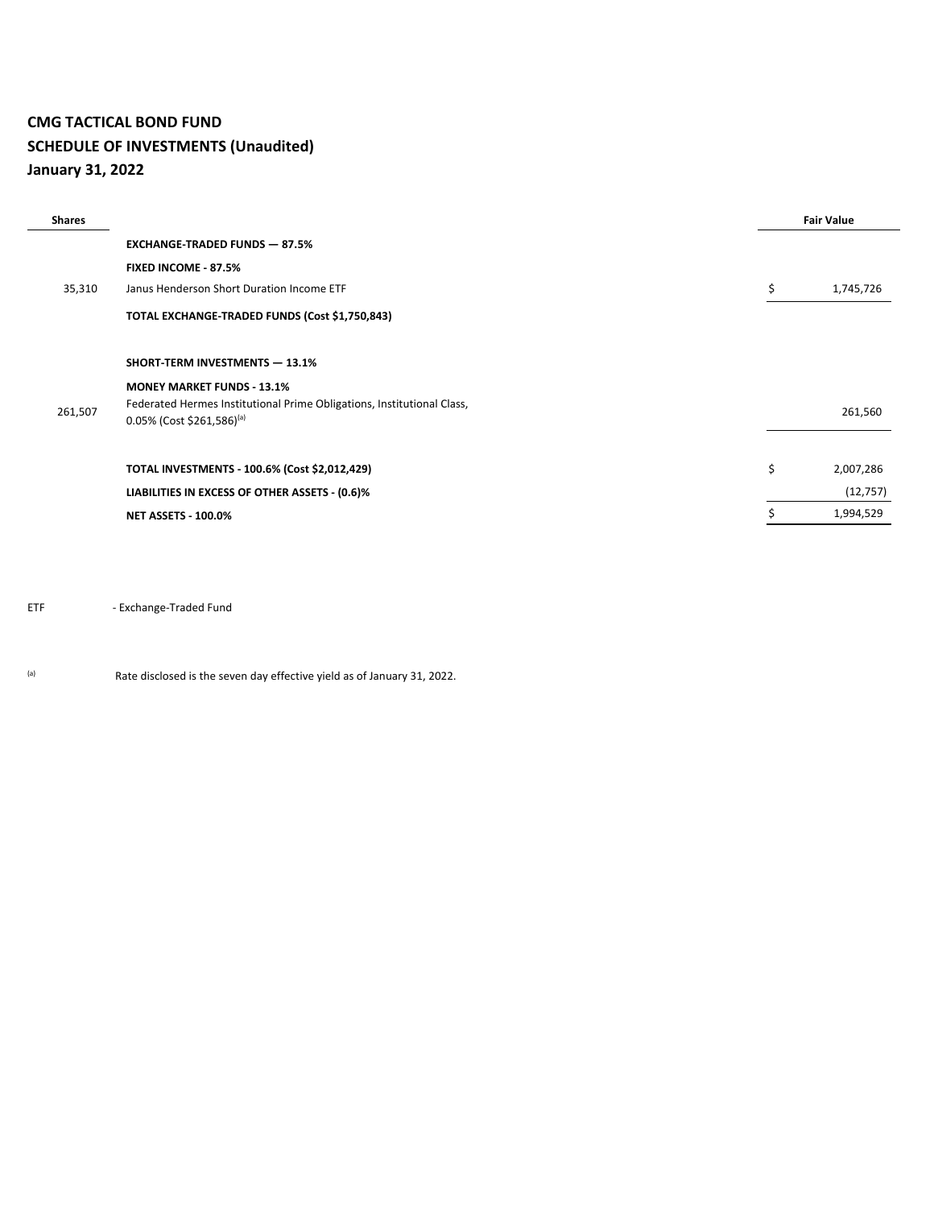**CMG TACTICAL BOND FUND**

**SCHEDULE OF INVESTMENTS (Unaudited)**

**January 31, 2022**

| Shares | | Fair Value |
|---|---|---|
| | **EXCHANGE-TRADED FUNDS — 87.5%** | |
| | **FIXED INCOME - 87.5%** | |
| 35,310 | Janus Henderson Short Duration Income ETF | $ 1,745,726 |
| | **TOTAL EXCHANGE-TRADED FUNDS (Cost $1,750,843)** | |
| | | |
| | **SHORT-TERM INVESTMENTS — 13.1%** | |
| | **MONEY MARKET FUNDS - 13.1%** | |
| 261,507 | Federated Hermes Institutional Prime Obligations, Institutional Class, 0.05% (Cost $261,586)[(a)] | 261,560 |
| | | |
| | **TOTAL INVESTMENTS - 100.6% (Cost $2,012,429)** | $ 2,007,286 |
| | **LIABILITIES IN EXCESS OF OTHER ASSETS - (0.6)%** | (12,757) |
| | **NET ASSETS - 100.0%** | $ 1,994,529 |

ETF - Exchange-Traded Fund

(a) Rate disclosed is the seven day effective yield as of January 31, 2022.